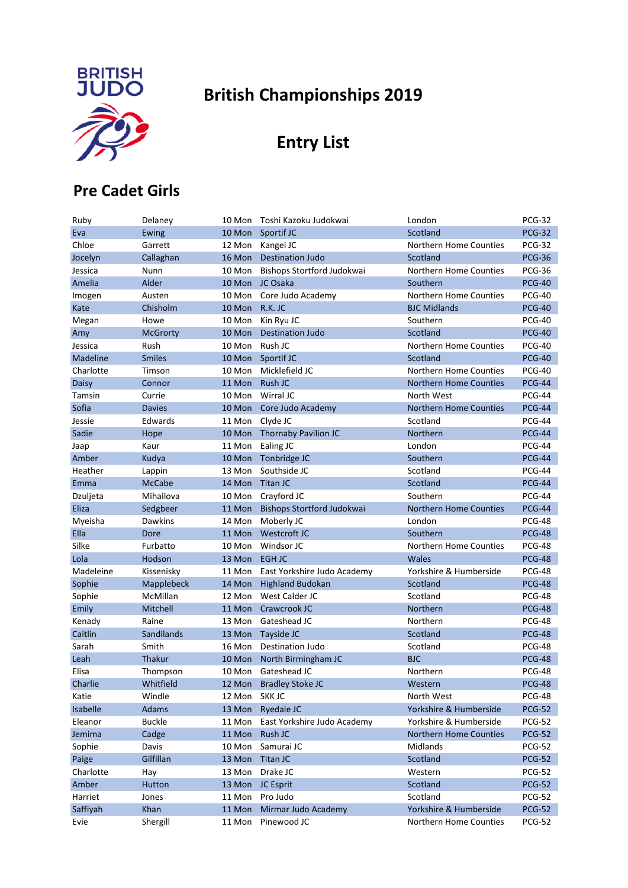# British Championships 2019

## Entry List

### Pre Cadet Girls

| | | | | | |
|---|---|---|---|---|---|
| Ruby | Delaney | 10 Mon | Toshi Kazoku Judokwai | London | PCG-32 |
| Eva | Ewing | 10 Mon | Sportif JC | Scotland | PCG-32 |
| Chloe | Garrett | 12 Mon | Kangei JC | Northern Home Counties | PCG-32 |
| Jocelyn | Callaghan | 16 Mon | Destination Judo | Scotland | PCG-36 |
| Jessica | Nunn | 10 Mon | Bishops Stortford Judokwai | Northern Home Counties | PCG-36 |
| Amelia | Alder | 10 Mon | JC Osaka | Southern | PCG-40 |
| Imogen | Austen | 10 Mon | Core Judo Academy | Northern Home Counties | PCG-40 |
| Kate | Chisholm | 10 Mon | R.K. JC | BJC Midlands | PCG-40 |
| Megan | Howe | 10 Mon | Kin Ryu JC | Southern | PCG-40 |
| Amy | McGrorty | 10 Mon | Destination Judo | Scotland | PCG-40 |
| Jessica | Rush | 10 Mon | Rush JC | Northern Home Counties | PCG-40 |
| Madeline | Smiles | 10 Mon | Sportif JC | Scotland | PCG-40 |
| Charlotte | Timson | 10 Mon | Micklefield JC | Northern Home Counties | PCG-40 |
| Daisy | Connor | 11 Mon | Rush JC | Northern Home Counties | PCG-44 |
| Tamsin | Currie | 10 Mon | Wirral JC | North West | PCG-44 |
| Sofia | Davies | 10 Mon | Core Judo Academy | Northern Home Counties | PCG-44 |
| Jessie | Edwards | 11 Mon | Clyde JC | Scotland | PCG-44 |
| Sadie | Hope | 10 Mon | Thornaby Pavilion JC | Northern | PCG-44 |
| Jaap | Kaur | 11 Mon | Ealing JC | London | PCG-44 |
| Amber | Kudya | 10 Mon | Tonbridge JC | Southern | PCG-44 |
| Heather | Lappin | 13 Mon | Southside JC | Scotland | PCG-44 |
| Emma | McCabe | 14 Mon | Titan JC | Scotland | PCG-44 |
| Dzuljeta | Mihailova | 10 Mon | Crayford JC | Southern | PCG-44 |
| Eliza | Sedgbeer | 11 Mon | Bishops Stortford Judokwai | Northern Home Counties | PCG-44 |
| Myeisha | Dawkins | 14 Mon | Moberly JC | London | PCG-48 |
| Ella | Dore | 11 Mon | Westcroft JC | Southern | PCG-48 |
| Silke | Furbatto | 10 Mon | Windsor JC | Northern Home Counties | PCG-48 |
| Lola | Hodson | 13 Mon | EGH JC | Wales | PCG-48 |
| Madeleine | Kissenisky | 11 Mon | East Yorkshire Judo Academy | Yorkshire & Humberside | PCG-48 |
| Sophie | Mapplebeck | 14 Mon | Highland Budokan | Scotland | PCG-48 |
| Sophie | McMillan | 12 Mon | West Calder JC | Scotland | PCG-48 |
| Emily | Mitchell | 11 Mon | Crawcrook JC | Northern | PCG-48 |
| Kenady | Raine | 13 Mon | Gateshead JC | Northern | PCG-48 |
| Caitlin | Sandilands | 13 Mon | Tayside JC | Scotland | PCG-48 |
| Sarah | Smith | 16 Mon | Destination Judo | Scotland | PCG-48 |
| Leah | Thakur | 10 Mon | North Birmingham JC | BJC | PCG-48 |
| Elisa | Thompson | 10 Mon | Gateshead JC | Northern | PCG-48 |
| Charlie | Whitfield | 12 Mon | Bradley Stoke JC | Western | PCG-48 |
| Katie | Windle | 12 Mon | SKK JC | North West | PCG-48 |
| Isabelle | Adams | 13 Mon | Ryedale JC | Yorkshire & Humberside | PCG-52 |
| Eleanor | Buckle | 11 Mon | East Yorkshire Judo Academy | Yorkshire & Humberside | PCG-52 |
| Jemima | Cadge | 11 Mon | Rush JC | Northern Home Counties | PCG-52 |
| Sophie | Davis | 10 Mon | Samurai JC | Midlands | PCG-52 |
| Paige | Gilfillan | 13 Mon | Titan JC | Scotland | PCG-52 |
| Charlotte | Hay | 13 Mon | Drake JC | Western | PCG-52 |
| Amber | Hutton | 13 Mon | JC Esprit | Scotland | PCG-52 |
| Harriet | Jones | 11 Mon | Pro Judo | Scotland | PCG-52 |
| Saffiyah | Khan | 11 Mon | Mirmar Judo Academy | Yorkshire & Humberside | PCG-52 |
| Evie | Shergill | 11 Mon | Pinewood JC | Northern Home Counties | PCG-52 |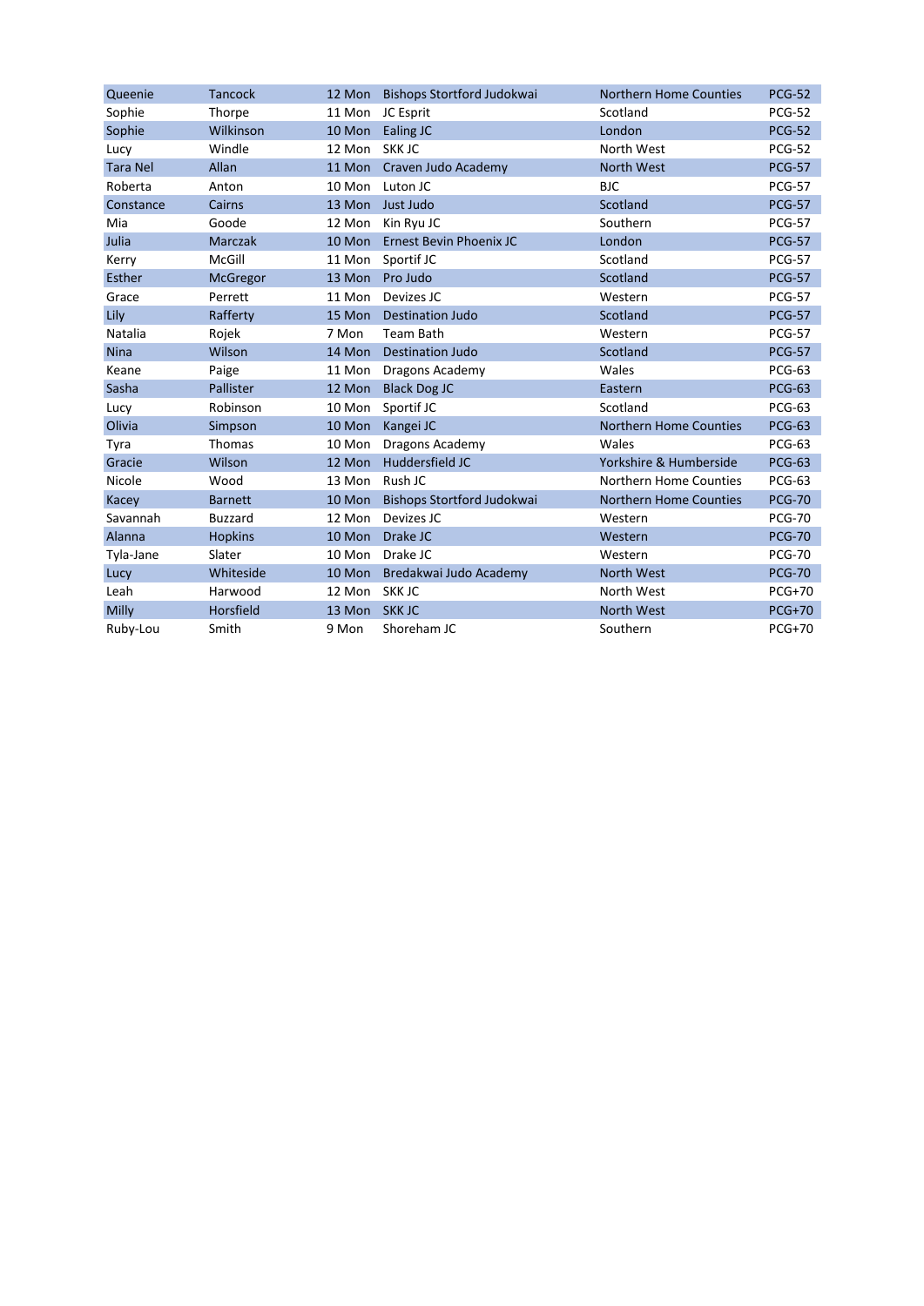| | | | | | |
|---|---|---|---|---|---|
| Queenie | Tancock | 12 Mon | Bishops Stortford Judokwai | Northern Home Counties | PCG-52 |
| Sophie | Thorpe | 11 Mon | JC Esprit | Scotland | PCG-52 |
| Sophie | Wilkinson | 10 Mon | Ealing JC | London | PCG-52 |
| Lucy | Windle | 12 Mon | SKK JC | North West | PCG-52 |
| Tara Nel | Allan | 11 Mon | Craven Judo Academy | North West | PCG-57 |
| Roberta | Anton | 10 Mon | Luton JC | BJC | PCG-57 |
| Constance | Cairns | 13 Mon | Just Judo | Scotland | PCG-57 |
| Mia | Goode | 12 Mon | Kin Ryu JC | Southern | PCG-57 |
| Julia | Marczak | 10 Mon | Ernest Bevin Phoenix JC | London | PCG-57 |
| Kerry | McGill | 11 Mon | Sportif JC | Scotland | PCG-57 |
| Esther | McGregor | 13 Mon | Pro Judo | Scotland | PCG-57 |
| Grace | Perrett | 11 Mon | Devizes JC | Western | PCG-57 |
| Lily | Rafferty | 15 Mon | Destination Judo | Scotland | PCG-57 |
| Natalia | Rojek | 7 Mon | Team Bath | Western | PCG-57 |
| Nina | Wilson | 14 Mon | Destination Judo | Scotland | PCG-57 |
| Keane | Paige | 11 Mon | Dragons Academy | Wales | PCG-63 |
| Sasha | Pallister | 12 Mon | Black Dog JC | Eastern | PCG-63 |
| Lucy | Robinson | 10 Mon | Sportif JC | Scotland | PCG-63 |
| Olivia | Simpson | 10 Mon | Kangei JC | Northern Home Counties | PCG-63 |
| Tyra | Thomas | 10 Mon | Dragons Academy | Wales | PCG-63 |
| Gracie | Wilson | 12 Mon | Huddersfield JC | Yorkshire & Humberside | PCG-63 |
| Nicole | Wood | 13 Mon | Rush JC | Northern Home Counties | PCG-63 |
| Kacey | Barnett | 10 Mon | Bishops Stortford Judokwai | Northern Home Counties | PCG-70 |
| Savannah | Buzzard | 12 Mon | Devizes JC | Western | PCG-70 |
| Alanna | Hopkins | 10 Mon | Drake JC | Western | PCG-70 |
| Tyla-Jane | Slater | 10 Mon | Drake JC | Western | PCG-70 |
| Lucy | Whiteside | 10 Mon | Bredakwai Judo Academy | North West | PCG-70 |
| Leah | Harwood | 12 Mon | SKK JC | North West | PCG+70 |
| Milly | Horsfield | 13 Mon | SKK JC | North West | PCG+70 |
| Ruby-Lou | Smith | 9 Mon | Shoreham JC | Southern | PCG+70 |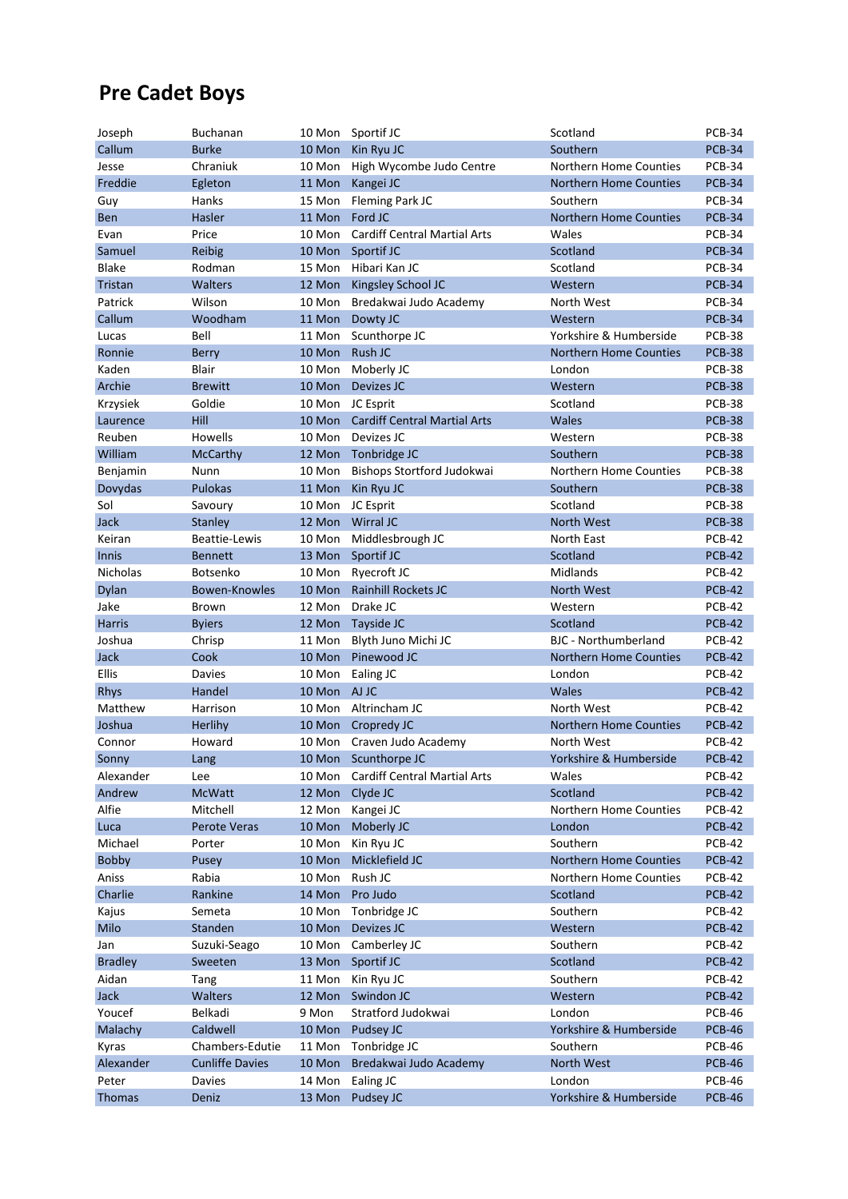# Pre Cadet Boys

| | | | | | |
|---|---|---|---|---|---|
| Joseph | Buchanan | 10 Mon | Sportif JC | Scotland | PCB-34 |
| Callum | Burke | 10 Mon | Kin Ryu JC | Southern | PCB-34 |
| Jesse | Chraniuk | 10 Mon | High Wycombe Judo Centre | Northern Home Counties | PCB-34 |
| Freddie | Egleton | 11 Mon | Kangei JC | Northern Home Counties | PCB-34 |
| Guy | Hanks | 15 Mon | Fleming Park JC | Southern | PCB-34 |
| Ben | Hasler | 11 Mon | Ford JC | Northern Home Counties | PCB-34 |
| Evan | Price | 10 Mon | Cardiff Central Martial Arts | Wales | PCB-34 |
| Samuel | Reibig | 10 Mon | Sportif JC | Scotland | PCB-34 |
| Blake | Rodman | 15 Mon | Hibari Kan JC | Scotland | PCB-34 |
| Tristan | Walters | 12 Mon | Kingsley School JC | Western | PCB-34 |
| Patrick | Wilson | 10 Mon | Bredakwai Judo Academy | North West | PCB-34 |
| Callum | Woodham | 11 Mon | Dowty JC | Western | PCB-34 |
| Lucas | Bell | 11 Mon | Scunthorpe JC | Yorkshire & Humberside | PCB-38 |
| Ronnie | Berry | 10 Mon | Rush JC | Northern Home Counties | PCB-38 |
| Kaden | Blair | 10 Mon | Moberly JC | London | PCB-38 |
| Archie | Brewitt | 10 Mon | Devizes JC | Western | PCB-38 |
| Krzysiek | Goldie | 10 Mon | JC Esprit | Scotland | PCB-38 |
| Laurence | Hill | 10 Mon | Cardiff Central Martial Arts | Wales | PCB-38 |
| Reuben | Howells | 10 Mon | Devizes JC | Western | PCB-38 |
| William | McCarthy | 12 Mon | Tonbridge JC | Southern | PCB-38 |
| Benjamin | Nunn | 10 Mon | Bishops Stortford Judokwai | Northern Home Counties | PCB-38 |
| Dovydas | Pulokas | 11 Mon | Kin Ryu JC | Southern | PCB-38 |
| Sol | Savoury | 10 Mon | JC Esprit | Scotland | PCB-38 |
| Jack | Stanley | 12 Mon | Wirral JC | North West | PCB-38 |
| Keiran | Beattie-Lewis | 10 Mon | Middlesbrough JC | North East | PCB-42 |
| Innis | Bennett | 13 Mon | Sportif JC | Scotland | PCB-42 |
| Nicholas | Botsenko | 10 Mon | Ryecroft JC | Midlands | PCB-42 |
| Dylan | Bowen-Knowles | 10 Mon | Rainhill Rockets JC | North West | PCB-42 |
| Jake | Brown | 12 Mon | Drake JC | Western | PCB-42 |
| Harris | Byiers | 12 Mon | Tayside JC | Scotland | PCB-42 |
| Joshua | Chrisp | 11 Mon | Blyth Juno Michi JC | BJC - Northumberland | PCB-42 |
| Jack | Cook | 10 Mon | Pinewood JC | Northern Home Counties | PCB-42 |
| Ellis | Davies | 10 Mon | Ealing JC | London | PCB-42 |
| Rhys | Handel | 10 Mon | AJ JC | Wales | PCB-42 |
| Matthew | Harrison | 10 Mon | Altrincham JC | North West | PCB-42 |
| Joshua | Herlihy | 10 Mon | Cropredy JC | Northern Home Counties | PCB-42 |
| Connor | Howard | 10 Mon | Craven Judo Academy | North West | PCB-42 |
| Sonny | Lang | 10 Mon | Scunthorpe JC | Yorkshire & Humberside | PCB-42 |
| Alexander | Lee | 10 Mon | Cardiff Central Martial Arts | Wales | PCB-42 |
| Andrew | McWatt | 12 Mon | Clyde JC | Scotland | PCB-42 |
| Alfie | Mitchell | 12 Mon | Kangei JC | Northern Home Counties | PCB-42 |
| Luca | Perote Veras | 10 Mon | Moberly JC | London | PCB-42 |
| Michael | Porter | 10 Mon | Kin Ryu JC | Southern | PCB-42 |
| Bobby | Pusey | 10 Mon | Micklefield JC | Northern Home Counties | PCB-42 |
| Aniss | Rabia | 10 Mon | Rush JC | Northern Home Counties | PCB-42 |
| Charlie | Rankine | 14 Mon | Pro Judo | Scotland | PCB-42 |
| Kajus | Semeta | 10 Mon | Tonbridge JC | Southern | PCB-42 |
| Milo | Standen | 10 Mon | Devizes JC | Western | PCB-42 |
| Jan | Suzuki-Seago | 10 Mon | Camberley JC | Southern | PCB-42 |
| Bradley | Sweeten | 13 Mon | Sportif JC | Scotland | PCB-42 |
| Aidan | Tang | 11 Mon | Kin Ryu JC | Southern | PCB-42 |
| Jack | Walters | 12 Mon | Swindon JC | Western | PCB-42 |
| Youcef | Belkadi | 9 Mon | Stratford Judokwai | London | PCB-46 |
| Malachy | Caldwell | 10 Mon | Pudsey JC | Yorkshire & Humberside | PCB-46 |
| Kyras | Chambers-Edutie | 11 Mon | Tonbridge JC | Southern | PCB-46 |
| Alexander | Cunliffe Davies | 10 Mon | Bredakwai Judo Academy | North West | PCB-46 |
| Peter | Davies | 14 Mon | Ealing JC | London | PCB-46 |
| Thomas | Deniz | 13 Mon | Pudsey JC | Yorkshire & Humberside | PCB-46 |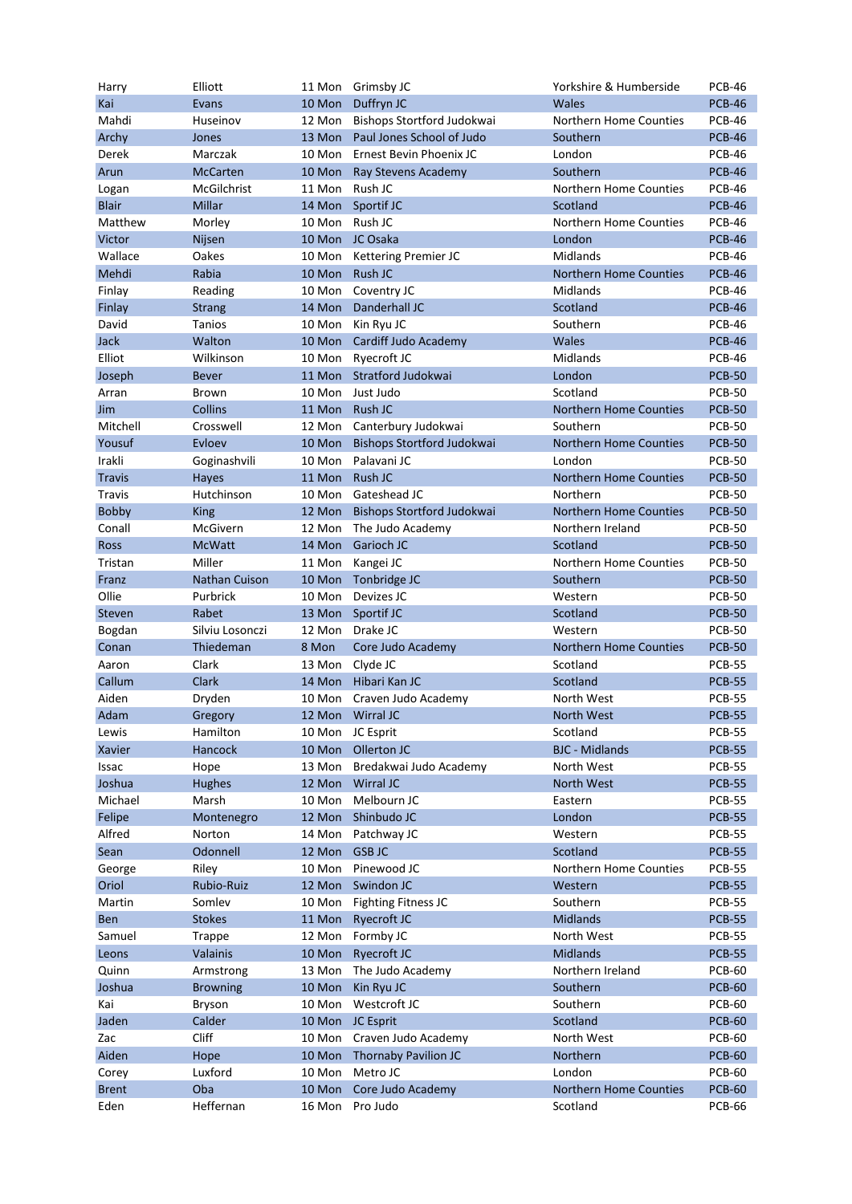| | | | | | |
|---|---|---|---|---|---|
| Harry | Elliott | 11 Mon | Grimsby JC | Yorkshire & Humberside | PCB-46 |
| Kai | Evans | 10 Mon | Duffryn JC | Wales | PCB-46 |
| Mahdi | Huseinov | 12 Mon | Bishops Stortford Judokwai | Northern Home Counties | PCB-46 |
| Archy | Jones | 13 Mon | Paul Jones School of Judo | Southern | PCB-46 |
| Derek | Marczak | 10 Mon | Ernest Bevin Phoenix JC | London | PCB-46 |
| Arun | McCarten | 10 Mon | Ray Stevens Academy | Southern | PCB-46 |
| Logan | McGilchrist | 11 Mon | Rush JC | Northern Home Counties | PCB-46 |
| Blair | Millar | 14 Mon | Sportif JC | Scotland | PCB-46 |
| Matthew | Morley | 10 Mon | Rush JC | Northern Home Counties | PCB-46 |
| Victor | Nijsen | 10 Mon | JC Osaka | London | PCB-46 |
| Wallace | Oakes | 10 Mon | Kettering Premier JC | Midlands | PCB-46 |
| Mehdi | Rabia | 10 Mon | Rush JC | Northern Home Counties | PCB-46 |
| Finlay | Reading | 10 Mon | Coventry JC | Midlands | PCB-46 |
| Finlay | Strang | 14 Mon | Danderhall JC | Scotland | PCB-46 |
| David | Tanios | 10 Mon | Kin Ryu JC | Southern | PCB-46 |
| Jack | Walton | 10 Mon | Cardiff Judo Academy | Wales | PCB-46 |
| Elliot | Wilkinson | 10 Mon | Ryecroft JC | Midlands | PCB-46 |
| Joseph | Bever | 11 Mon | Stratford Judokwai | London | PCB-50 |
| Arran | Brown | 10 Mon | Just Judo | Scotland | PCB-50 |
| Jim | Collins | 11 Mon | Rush JC | Northern Home Counties | PCB-50 |
| Mitchell | Crosswell | 12 Mon | Canterbury Judokwai | Southern | PCB-50 |
| Yousuf | Evloev | 10 Mon | Bishops Stortford Judokwai | Northern Home Counties | PCB-50 |
| Irakli | Goginashvili | 10 Mon | Palavani JC | London | PCB-50 |
| Travis | Hayes | 11 Mon | Rush JC | Northern Home Counties | PCB-50 |
| Travis | Hutchinson | 10 Mon | Gateshead JC | Northern | PCB-50 |
| Bobby | King | 12 Mon | Bishops Stortford Judokwai | Northern Home Counties | PCB-50 |
| Conall | McGivern | 12 Mon | The Judo Academy | Northern Ireland | PCB-50 |
| Ross | McWatt | 14 Mon | Garioch JC | Scotland | PCB-50 |
| Tristan | Miller | 11 Mon | Kangei JC | Northern Home Counties | PCB-50 |
| Franz | Nathan Cuison | 10 Mon | Tonbridge JC | Southern | PCB-50 |
| Ollie | Purbrick | 10 Mon | Devizes JC | Western | PCB-50 |
| Steven | Rabet | 13 Mon | Sportif JC | Scotland | PCB-50 |
| Bogdan | Silviu Losonczi | 12 Mon | Drake JC | Western | PCB-50 |
| Conan | Thiedeman | 8 Mon | Core Judo Academy | Northern Home Counties | PCB-50 |
| Aaron | Clark | 13 Mon | Clyde JC | Scotland | PCB-55 |
| Callum | Clark | 14 Mon | Hibari Kan JC | Scotland | PCB-55 |
| Aiden | Dryden | 10 Mon | Craven Judo Academy | North West | PCB-55 |
| Adam | Gregory | 12 Mon | Wirral JC | North West | PCB-55 |
| Lewis | Hamilton | 10 Mon | JC Esprit | Scotland | PCB-55 |
| Xavier | Hancock | 10 Mon | Ollerton JC | BJC - Midlands | PCB-55 |
| Issac | Hope | 13 Mon | Bredakwai Judo Academy | North West | PCB-55 |
| Joshua | Hughes | 12 Mon | Wirral JC | North West | PCB-55 |
| Michael | Marsh | 10 Mon | Melbourn JC | Eastern | PCB-55 |
| Felipe | Montenegro | 12 Mon | Shinbudo JC | London | PCB-55 |
| Alfred | Norton | 14 Mon | Patchway JC | Western | PCB-55 |
| Sean | Odonnell | 12 Mon | GSB JC | Scotland | PCB-55 |
| George | Riley | 10 Mon | Pinewood JC | Northern Home Counties | PCB-55 |
| Oriol | Rubio-Ruiz | 12 Mon | Swindon JC | Western | PCB-55 |
| Martin | Somlev | 10 Mon | Fighting Fitness JC | Southern | PCB-55 |
| Ben | Stokes | 11 Mon | Ryecroft JC | Midlands | PCB-55 |
| Samuel | Trappe | 12 Mon | Formby JC | North West | PCB-55 |
| Leons | Valainis | 10 Mon | Ryecroft JC | Midlands | PCB-55 |
| Quinn | Armstrong | 13 Mon | The Judo Academy | Northern Ireland | PCB-60 |
| Joshua | Browning | 10 Mon | Kin Ryu JC | Southern | PCB-60 |
| Kai | Bryson | 10 Mon | Westcroft JC | Southern | PCB-60 |
| Jaden | Calder | 10 Mon | JC Esprit | Scotland | PCB-60 |
| Zac | Cliff | 10 Mon | Craven Judo Academy | North West | PCB-60 |
| Aiden | Hope | 10 Mon | Thornaby Pavilion JC | Northern | PCB-60 |
| Corey | Luxford | 10 Mon | Metro JC | London | PCB-60 |
| Brent | Oba | 10 Mon | Core Judo Academy | Northern Home Counties | PCB-60 |
| Eden | Heffernan | 16 Mon | Pro Judo | Scotland | PCB-66 |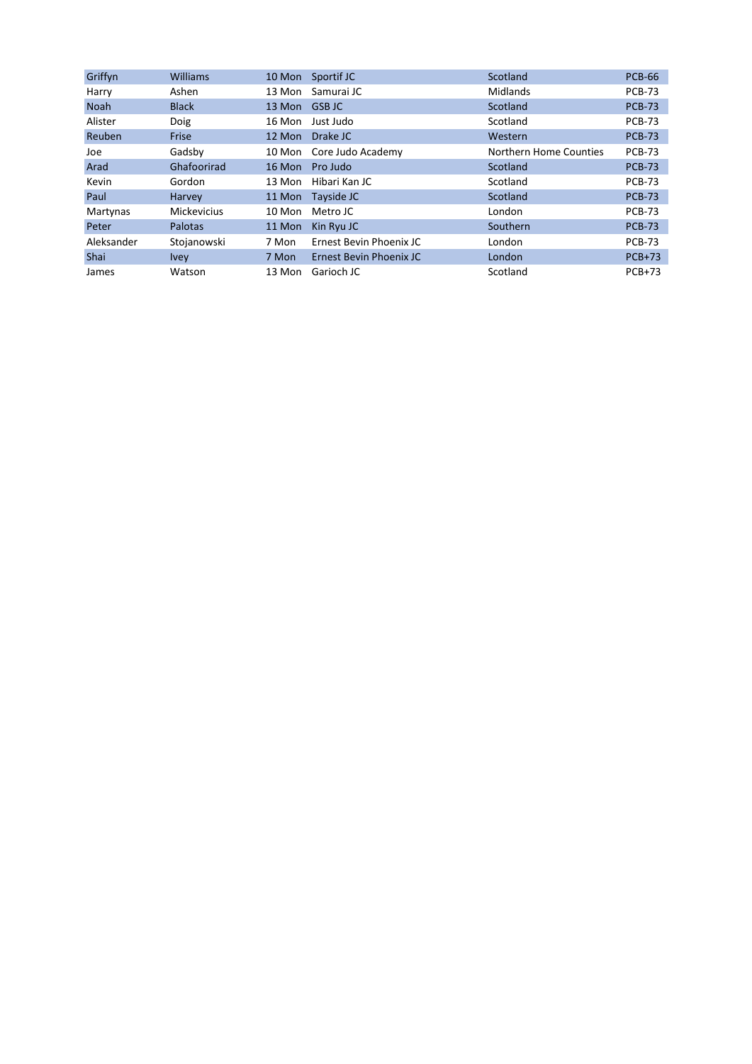| | | | | | |
|---|---|---|---|---|---|
| Griffyn | Williams | 10 Mon | Sportif JC | Scotland | PCB-66 |
| Harry | Ashen | 13 Mon | Samurai JC | Midlands | PCB-73 |
| Noah | Black | 13 Mon | GSB JC | Scotland | PCB-73 |
| Alister | Doig | 16 Mon | Just Judo | Scotland | PCB-73 |
| Reuben | Frise | 12 Mon | Drake JC | Western | PCB-73 |
| Joe | Gadsby | 10 Mon | Core Judo Academy | Northern Home Counties | PCB-73 |
| Arad | Ghafoorirad | 16 Mon | Pro Judo | Scotland | PCB-73 |
| Kevin | Gordon | 13 Mon | Hibari Kan JC | Scotland | PCB-73 |
| Paul | Harvey | 11 Mon | Tayside JC | Scotland | PCB-73 |
| Martynas | Mickevicius | 10 Mon | Metro JC | London | PCB-73 |
| Peter | Palotas | 11 Mon | Kin Ryu JC | Southern | PCB-73 |
| Aleksander | Stojanowski | 7 Mon | Ernest Bevin Phoenix JC | London | PCB-73 |
| Shai | Ivey | 7 Mon | Ernest Bevin Phoenix JC | London | PCB+73 |
| James | Watson | 13 Mon | Garioch JC | Scotland | PCB+73 |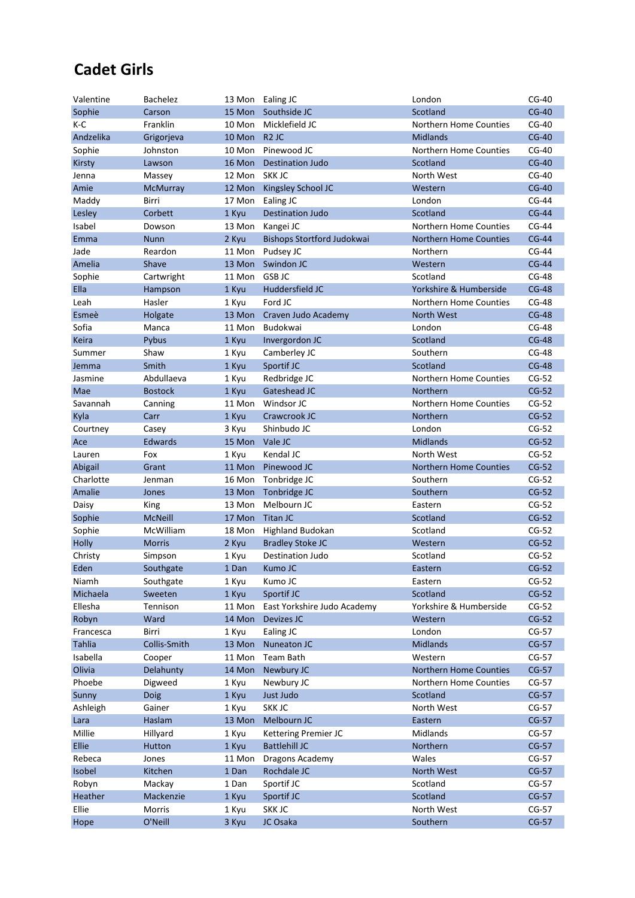## Cadet Girls

| | | | | | |
|---|---|---|---|---|---|
| Valentine | Bachelez | 13 Mon | Ealing JC | London | CG-40 |
| Sophie | Carson | 15 Mon | Southside JC | Scotland | CG-40 |
| K-C | Franklin | 10 Mon | Micklefield JC | Northern Home Counties | CG-40 |
| Andzelika | Grigorjeva | 10 Mon | R2 JC | Midlands | CG-40 |
| Sophie | Johnston | 10 Mon | Pinewood JC | Northern Home Counties | CG-40 |
| Kirsty | Lawson | 16 Mon | Destination Judo | Scotland | CG-40 |
| Jenna | Massey | 12 Mon | SKK JC | North West | CG-40 |
| Amie | McMurray | 12 Mon | Kingsley School JC | Western | CG-40 |
| Maddy | Birri | 17 Mon | Ealing JC | London | CG-44 |
| Lesley | Corbett | 1 Kyu | Destination Judo | Scotland | CG-44 |
| Isabel | Dowson | 13 Mon | Kangei JC | Northern Home Counties | CG-44 |
| Emma | Nunn | 2 Kyu | Bishops Stortford Judokwai | Northern Home Counties | CG-44 |
| Jade | Reardon | 11 Mon | Pudsey JC | Northern | CG-44 |
| Amelia | Shave | 13 Mon | Swindon JC | Western | CG-44 |
| Sophie | Cartwright | 11 Mon | GSB JC | Scotland | CG-48 |
| Ella | Hampson | 1 Kyu | Huddersfield JC | Yorkshire & Humberside | CG-48 |
| Leah | Hasler | 1 Kyu | Ford JC | Northern Home Counties | CG-48 |
| Esmeè | Holgate | 13 Mon | Craven Judo Academy | North West | CG-48 |
| Sofia | Manca | 11 Mon | Budokwai | London | CG-48 |
| Keira | Pybus | 1 Kyu | Invergordon JC | Scotland | CG-48 |
| Summer | Shaw | 1 Kyu | Camberley JC | Southern | CG-48 |
| Jemma | Smith | 1 Kyu | Sportif JC | Scotland | CG-48 |
| Jasmine | Abdullaeva | 1 Kyu | Redbridge JC | Northern Home Counties | CG-52 |
| Mae | Bostock | 1 Kyu | Gateshead JC | Northern | CG-52 |
| Savannah | Canning | 11 Mon | Windsor JC | Northern Home Counties | CG-52 |
| Kyla | Carr | 1 Kyu | Crawcrook JC | Northern | CG-52 |
| Courtney | Casey | 3 Kyu | Shinbudo JC | London | CG-52 |
| Ace | Edwards | 15 Mon | Vale JC | Midlands | CG-52 |
| Lauren | Fox | 1 Kyu | Kendal JC | North West | CG-52 |
| Abigail | Grant | 11 Mon | Pinewood JC | Northern Home Counties | CG-52 |
| Charlotte | Jenman | 16 Mon | Tonbridge JC | Southern | CG-52 |
| Amalie | Jones | 13 Mon | Tonbridge JC | Southern | CG-52 |
| Daisy | King | 13 Mon | Melbourn JC | Eastern | CG-52 |
| Sophie | McNeill | 17 Mon | Titan JC | Scotland | CG-52 |
| Sophie | McWilliam | 18 Mon | Highland Budokan | Scotland | CG-52 |
| Holly | Morris | 2 Kyu | Bradley Stoke JC | Western | CG-52 |
| Christy | Simpson | 1 Kyu | Destination Judo | Scotland | CG-52 |
| Eden | Southgate | 1 Dan | Kumo JC | Eastern | CG-52 |
| Niamh | Southgate | 1 Kyu | Kumo JC | Eastern | CG-52 |
| Michaela | Sweeten | 1 Kyu | Sportif JC | Scotland | CG-52 |
| Ellesha | Tennison | 11 Mon | East Yorkshire Judo Academy | Yorkshire & Humberside | CG-52 |
| Robyn | Ward | 14 Mon | Devizes JC | Western | CG-52 |
| Francesca | Birri | 1 Kyu | Ealing JC | London | CG-57 |
| Tahlia | Collis-Smith | 13 Mon | Nuneaton JC | Midlands | CG-57 |
| Isabella | Cooper | 11 Mon | Team Bath | Western | CG-57 |
| Olivia | Delahunty | 14 Mon | Newbury JC | Northern Home Counties | CG-57 |
| Phoebe | Digweed | 1 Kyu | Newbury JC | Northern Home Counties | CG-57 |
| Sunny | Doig | 1 Kyu | Just Judo | Scotland | CG-57 |
| Ashleigh | Gainer | 1 Kyu | SKK JC | North West | CG-57 |
| Lara | Haslam | 13 Mon | Melbourn JC | Eastern | CG-57 |
| Millie | Hillyard | 1 Kyu | Kettering Premier JC | Midlands | CG-57 |
| Ellie | Hutton | 1 Kyu | Battlehill JC | Northern | CG-57 |
| Rebeca | Jones | 11 Mon | Dragons Academy | Wales | CG-57 |
| Isobel | Kitchen | 1 Dan | Rochdale JC | North West | CG-57 |
| Robyn | Mackay | 1 Dan | Sportif JC | Scotland | CG-57 |
| Heather | Mackenzie | 1 Kyu | Sportif JC | Scotland | CG-57 |
| Ellie | Morris | 1 Kyu | SKK JC | North West | CG-57 |
| Hope | O'Neill | 3 Kyu | JC Osaka | Southern | CG-57 |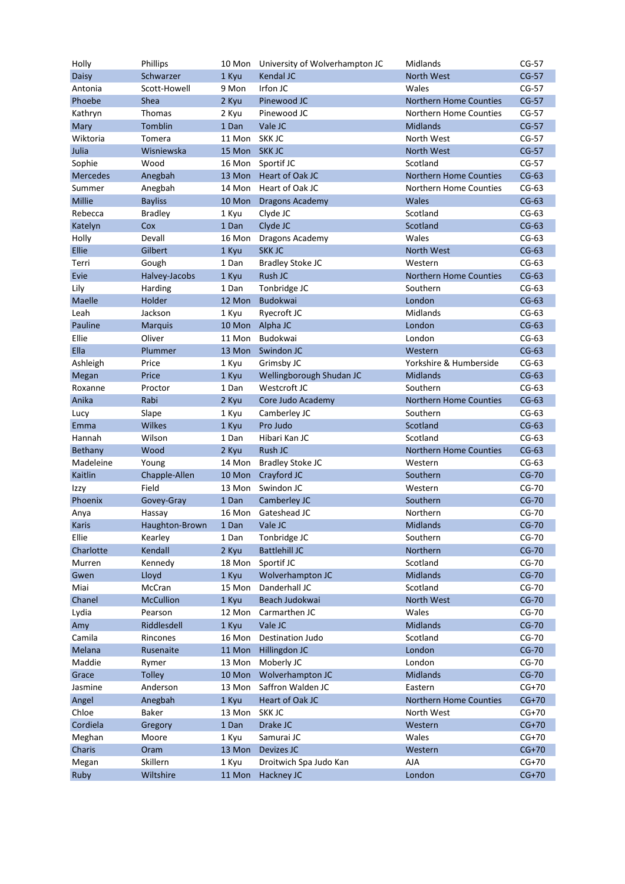| | | | | | |
|---|---|---|---|---|---|
| Holly | Phillips | 10 Mon | University of Wolverhampton JC | Midlands | CG-57 |
| Daisy | Schwarzer | 1 Kyu | Kendal JC | North West | CG-57 |
| Antonia | Scott-Howell | 9 Mon | Irfon JC | Wales | CG-57 |
| Phoebe | Shea | 2 Kyu | Pinewood JC | Northern Home Counties | CG-57 |
| Kathryn | Thomas | 2 Kyu | Pinewood JC | Northern Home Counties | CG-57 |
| Mary | Tomblin | 1 Dan | Vale JC | Midlands | CG-57 |
| Wiktoria | Tomera | 11 Mon | SKK JC | North West | CG-57 |
| Julia | Wisniewska | 15 Mon | SKK JC | North West | CG-57 |
| Sophie | Wood | 16 Mon | Sportif JC | Scotland | CG-57 |
| Mercedes | Anegbah | 13 Mon | Heart of Oak JC | Northern Home Counties | CG-63 |
| Summer | Anegbah | 14 Mon | Heart of Oak JC | Northern Home Counties | CG-63 |
| Millie | Bayliss | 10 Mon | Dragons Academy | Wales | CG-63 |
| Rebecca | Bradley | 1 Kyu | Clyde JC | Scotland | CG-63 |
| Katelyn | Cox | 1 Dan | Clyde JC | Scotland | CG-63 |
| Holly | Devall | 16 Mon | Dragons Academy | Wales | CG-63 |
| Ellie | Gilbert | 1 Kyu | SKK JC | North West | CG-63 |
| Terri | Gough | 1 Dan | Bradley Stoke JC | Western | CG-63 |
| Evie | Halvey-Jacobs | 1 Kyu | Rush JC | Northern Home Counties | CG-63 |
| Lily | Harding | 1 Dan | Tonbridge JC | Southern | CG-63 |
| Maelle | Holder | 12 Mon | Budokwai | London | CG-63 |
| Leah | Jackson | 1 Kyu | Ryecroft JC | Midlands | CG-63 |
| Pauline | Marquis | 10 Mon | Alpha JC | London | CG-63 |
| Ellie | Oliver | 11 Mon | Budokwai | London | CG-63 |
| Ella | Plummer | 13 Mon | Swindon JC | Western | CG-63 |
| Ashleigh | Price | 1 Kyu | Grimsby JC | Yorkshire & Humberside | CG-63 |
| Megan | Price | 1 Kyu | Wellingborough Shudan JC | Midlands | CG-63 |
| Roxanne | Proctor | 1 Dan | Westcroft JC | Southern | CG-63 |
| Anika | Rabi | 2 Kyu | Core Judo Academy | Northern Home Counties | CG-63 |
| Lucy | Slape | 1 Kyu | Camberley JC | Southern | CG-63 |
| Emma | Wilkes | 1 Kyu | Pro Judo | Scotland | CG-63 |
| Hannah | Wilson | 1 Dan | Hibari Kan JC | Scotland | CG-63 |
| Bethany | Wood | 2 Kyu | Rush JC | Northern Home Counties | CG-63 |
| Madeleine | Young | 14 Mon | Bradley Stoke JC | Western | CG-63 |
| Kaitlin | Chapple-Allen | 10 Mon | Crayford JC | Southern | CG-70 |
| Izzy | Field | 13 Mon | Swindon JC | Western | CG-70 |
| Phoenix | Govey-Gray | 1 Dan | Camberley JC | Southern | CG-70 |
| Anya | Hassay | 16 Mon | Gateshead JC | Northern | CG-70 |
| Karis | Haughton-Brown | 1 Dan | Vale JC | Midlands | CG-70 |
| Ellie | Kearley | 1 Dan | Tonbridge JC | Southern | CG-70 |
| Charlotte | Kendall | 2 Kyu | Battlehill JC | Northern | CG-70 |
| Murren | Kennedy | 18 Mon | Sportif JC | Scotland | CG-70 |
| Gwen | Lloyd | 1 Kyu | Wolverhampton JC | Midlands | CG-70 |
| Miai | McCran | 15 Mon | Danderhall JC | Scotland | CG-70 |
| Chanel | McCullion | 1 Kyu | Beach Judokwai | North West | CG-70 |
| Lydia | Pearson | 12 Mon | Carmarthen JC | Wales | CG-70 |
| Amy | Riddlesdell | 1 Kyu | Vale JC | Midlands | CG-70 |
| Camila | Rincones | 16 Mon | Destination Judo | Scotland | CG-70 |
| Melana | Rusenaite | 11 Mon | Hillingdon JC | London | CG-70 |
| Maddie | Rymer | 13 Mon | Moberly JC | London | CG-70 |
| Grace | Tolley | 10 Mon | Wolverhampton JC | Midlands | CG-70 |
| Jasmine | Anderson | 13 Mon | Saffron Walden JC | Eastern | CG+70 |
| Angel | Anegbah | 1 Kyu | Heart of Oak JC | Northern Home Counties | CG+70 |
| Chloe | Baker | 13 Mon | SKK JC | North West | CG+70 |
| Cordiela | Gregory | 1 Dan | Drake JC | Western | CG+70 |
| Meghan | Moore | 1 Kyu | Samurai JC | Wales | CG+70 |
| Charis | Oram | 13 Mon | Devizes JC | Western | CG+70 |
| Megan | Skillern | 1 Kyu | Droitwich Spa Judo Kan | AJA | CG+70 |
| Ruby | Wiltshire | 11 Mon | Hackney JC | London | CG+70 |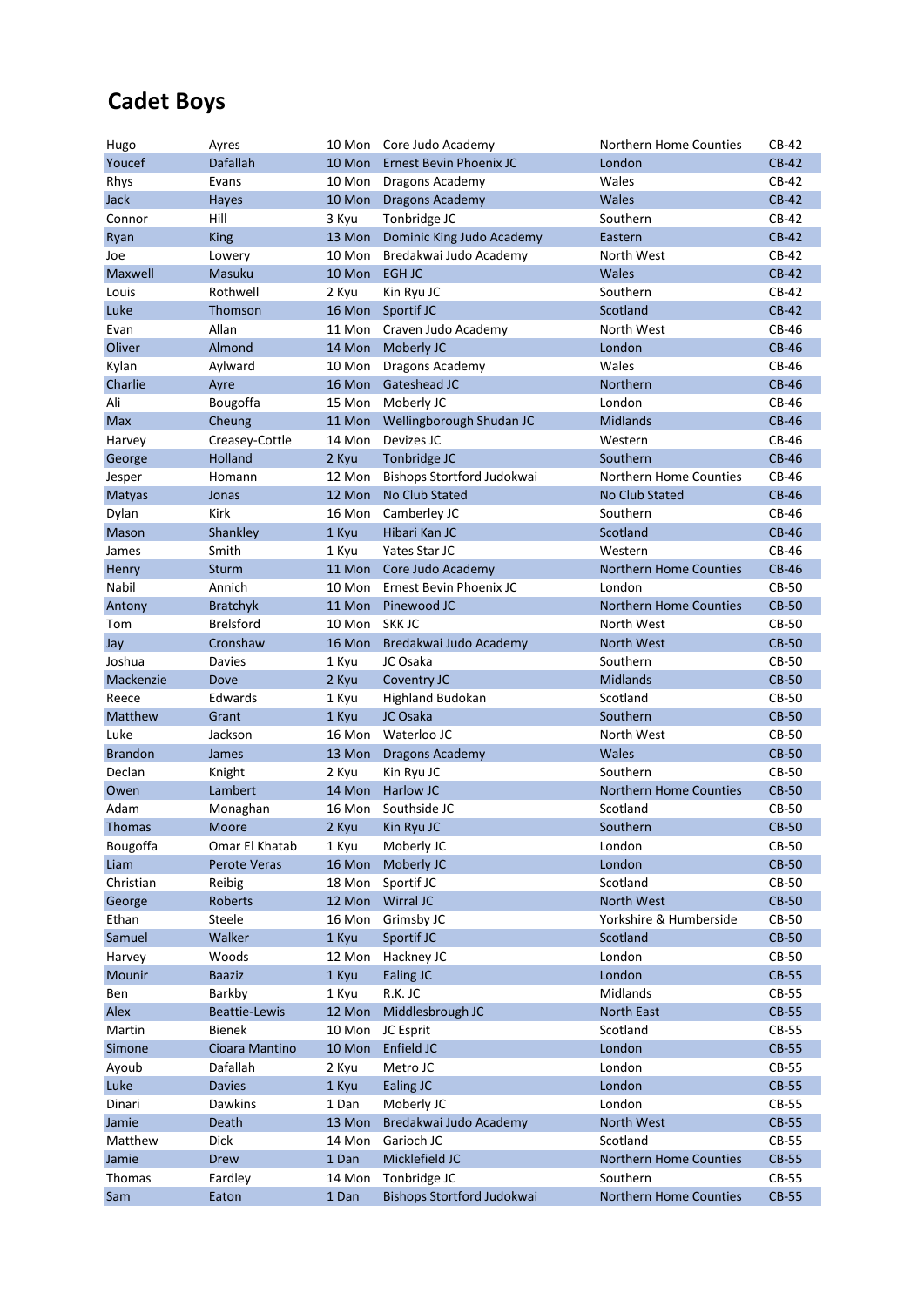## Cadet Boys

| | | | | | |
|---|---|---|---|---|---|
| Hugo | Ayres | 10 Mon | Core Judo Academy | Northern Home Counties | CB-42 |
| Youcef | Dafallah | 10 Mon | Ernest Bevin Phoenix JC | London | CB-42 |
| Rhys | Evans | 10 Mon | Dragons Academy | Wales | CB-42 |
| Jack | Hayes | 10 Mon | Dragons Academy | Wales | CB-42 |
| Connor | Hill | 3 Kyu | Tonbridge JC | Southern | CB-42 |
| Ryan | King | 13 Mon | Dominic King Judo Academy | Eastern | CB-42 |
| Joe | Lowery | 10 Mon | Bredakwai Judo Academy | North West | CB-42 |
| Maxwell | Masuku | 10 Mon | EGH JC | Wales | CB-42 |
| Louis | Rothwell | 2 Kyu | Kin Ryu JC | Southern | CB-42 |
| Luke | Thomson | 16 Mon | Sportif JC | Scotland | CB-42 |
| Evan | Allan | 11 Mon | Craven Judo Academy | North West | CB-46 |
| Oliver | Almond | 14 Mon | Moberly JC | London | CB-46 |
| Kylan | Aylward | 10 Mon | Dragons Academy | Wales | CB-46 |
| Charlie | Ayre | 16 Mon | Gateshead JC | Northern | CB-46 |
| Ali | Bougoffa | 15 Mon | Moberly JC | London | CB-46 |
| Max | Cheung | 11 Mon | Wellingborough Shudan JC | Midlands | CB-46 |
| Harvey | Creasey-Cottle | 14 Mon | Devizes JC | Western | CB-46 |
| George | Holland | 2 Kyu | Tonbridge JC | Southern | CB-46 |
| Jesper | Homann | 12 Mon | Bishops Stortford Judokwai | Northern Home Counties | CB-46 |
| Matyas | Jonas | 12 Mon | No Club Stated | No Club Stated | CB-46 |
| Dylan | Kirk | 16 Mon | Camberley JC | Southern | CB-46 |
| Mason | Shankley | 1 Kyu | Hibari Kan JC | Scotland | CB-46 |
| James | Smith | 1 Kyu | Yates Star JC | Western | CB-46 |
| Henry | Sturm | 11 Mon | Core Judo Academy | Northern Home Counties | CB-46 |
| Nabil | Annich | 10 Mon | Ernest Bevin Phoenix JC | London | CB-50 |
| Antony | Bratchyk | 11 Mon | Pinewood JC | Northern Home Counties | CB-50 |
| Tom | Brelsford | 10 Mon | SKK JC | North West | CB-50 |
| Jay | Cronshaw | 16 Mon | Bredakwai Judo Academy | North West | CB-50 |
| Joshua | Davies | 1 Kyu | JC Osaka | Southern | CB-50 |
| Mackenzie | Dove | 2 Kyu | Coventry JC | Midlands | CB-50 |
| Reece | Edwards | 1 Kyu | Highland Budokan | Scotland | CB-50 |
| Matthew | Grant | 1 Kyu | JC Osaka | Southern | CB-50 |
| Luke | Jackson | 16 Mon | Waterloo JC | North West | CB-50 |
| Brandon | James | 13 Mon | Dragons Academy | Wales | CB-50 |
| Declan | Knight | 2 Kyu | Kin Ryu JC | Southern | CB-50 |
| Owen | Lambert | 14 Mon | Harlow JC | Northern Home Counties | CB-50 |
| Adam | Monaghan | 16 Mon | Southside JC | Scotland | CB-50 |
| Thomas | Moore | 2 Kyu | Kin Ryu JC | Southern | CB-50 |
| Bougoffa | Omar El Khatab | 1 Kyu | Moberly JC | London | CB-50 |
| Liam | Perote Veras | 16 Mon | Moberly JC | London | CB-50 |
| Christian | Reibig | 18 Mon | Sportif JC | Scotland | CB-50 |
| George | Roberts | 12 Mon | Wirral JC | North West | CB-50 |
| Ethan | Steele | 16 Mon | Grimsby JC | Yorkshire & Humberside | CB-50 |
| Samuel | Walker | 1 Kyu | Sportif JC | Scotland | CB-50 |
| Harvey | Woods | 12 Mon | Hackney JC | London | CB-50 |
| Mounir | Baaziz | 1 Kyu | Ealing JC | London | CB-55 |
| Ben | Barkby | 1 Kyu | R.K. JC | Midlands | CB-55 |
| Alex | Beattie-Lewis | 12 Mon | Middlesbrough JC | North East | CB-55 |
| Martin | Bienek | 10 Mon | JC Esprit | Scotland | CB-55 |
| Simone | Cioara Mantino | 10 Mon | Enfield JC | London | CB-55 |
| Ayoub | Dafallah | 2 Kyu | Metro JC | London | CB-55 |
| Luke | Davies | 1 Kyu | Ealing JC | London | CB-55 |
| Dinari | Dawkins | 1 Dan | Moberly JC | London | CB-55 |
| Jamie | Death | 13 Mon | Bredakwai Judo Academy | North West | CB-55 |
| Matthew | Dick | 14 Mon | Garioch JC | Scotland | CB-55 |
| Jamie | Drew | 1 Dan | Micklefield JC | Northern Home Counties | CB-55 |
| Thomas | Eardley | 14 Mon | Tonbridge JC | Southern | CB-55 |
| Sam | Eaton | 1 Dan | Bishops Stortford Judokwai | Northern Home Counties | CB-55 |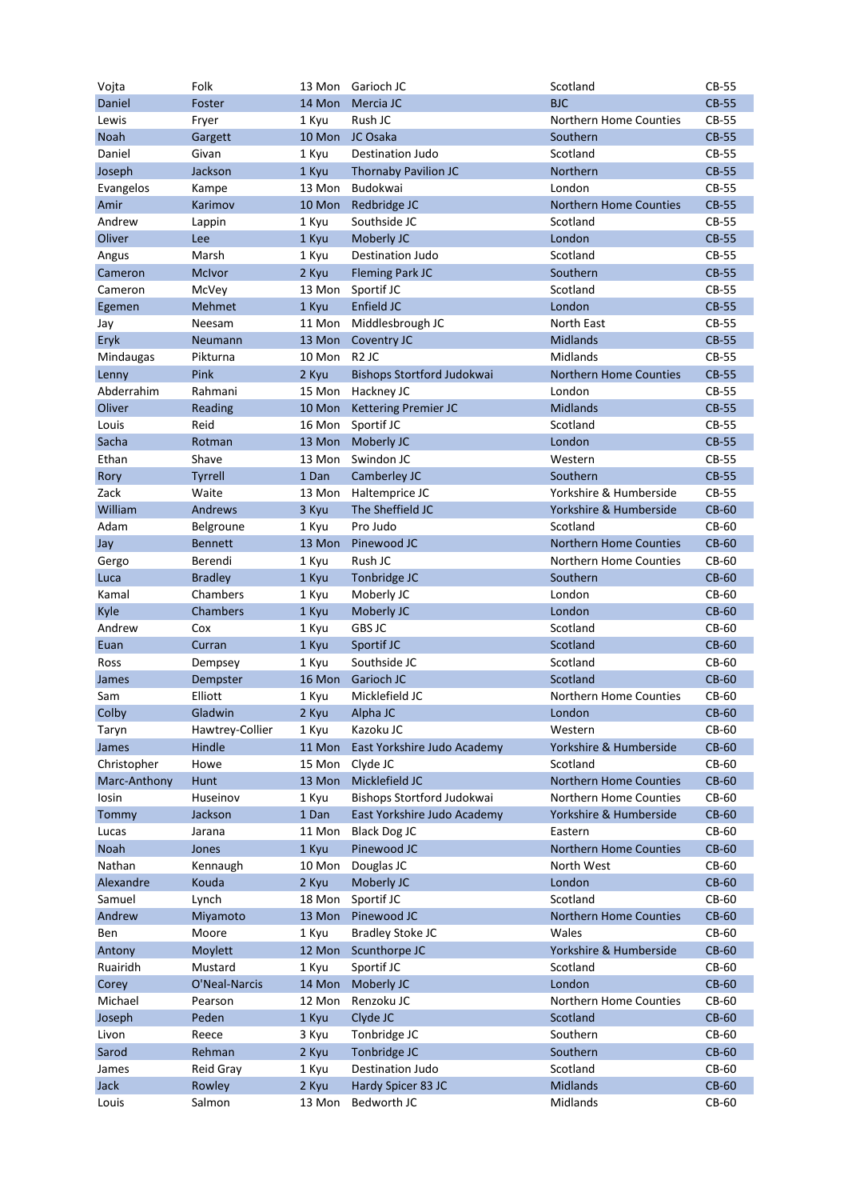| | | | | | |
|---|---|---|---|---|---|
| Vojta | Folk | 13 Mon | Garioch JC | Scotland | CB-55 |
| Daniel | Foster | 14 Mon | Mercia JC | BJC | CB-55 |
| Lewis | Fryer | 1 Kyu | Rush JC | Northern Home Counties | CB-55 |
| Noah | Gargett | 10 Mon | JC Osaka | Southern | CB-55 |
| Daniel | Givan | 1 Kyu | Destination Judo | Scotland | CB-55 |
| Joseph | Jackson | 1 Kyu | Thornaby Pavilion JC | Northern | CB-55 |
| Evangelos | Kampe | 13 Mon | Budokwai | London | CB-55 |
| Amir | Karimov | 10 Mon | Redbridge JC | Northern Home Counties | CB-55 |
| Andrew | Lappin | 1 Kyu | Southside JC | Scotland | CB-55 |
| Oliver | Lee | 1 Kyu | Moberly JC | London | CB-55 |
| Angus | Marsh | 1 Kyu | Destination Judo | Scotland | CB-55 |
| Cameron | McIvor | 2 Kyu | Fleming Park JC | Southern | CB-55 |
| Cameron | McVey | 13 Mon | Sportif JC | Scotland | CB-55 |
| Egemen | Mehmet | 1 Kyu | Enfield JC | London | CB-55 |
| Jay | Neesam | 11 Mon | Middlesbrough JC | North East | CB-55 |
| Eryk | Neumann | 13 Mon | Coventry JC | Midlands | CB-55 |
| Mindaugas | Pikturna | 10 Mon | R2 JC | Midlands | CB-55 |
| Lenny | Pink | 2 Kyu | Bishops Stortford Judokwai | Northern Home Counties | CB-55 |
| Abderrahim | Rahmani | 15 Mon | Hackney JC | London | CB-55 |
| Oliver | Reading | 10 Mon | Kettering Premier JC | Midlands | CB-55 |
| Louis | Reid | 16 Mon | Sportif JC | Scotland | CB-55 |
| Sacha | Rotman | 13 Mon | Moberly JC | London | CB-55 |
| Ethan | Shave | 13 Mon | Swindon JC | Western | CB-55 |
| Rory | Tyrrell | 1 Dan | Camberley JC | Southern | CB-55 |
| Zack | Waite | 13 Mon | Haltemprice JC | Yorkshire & Humberside | CB-55 |
| William | Andrews | 3 Kyu | The Sheffield JC | Yorkshire & Humberside | CB-60 |
| Adam | Belgroune | 1 Kyu | Pro Judo | Scotland | CB-60 |
| Jay | Bennett | 13 Mon | Pinewood JC | Northern Home Counties | CB-60 |
| Gergo | Berendi | 1 Kyu | Rush JC | Northern Home Counties | CB-60 |
| Luca | Bradley | 1 Kyu | Tonbridge JC | Southern | CB-60 |
| Kamal | Chambers | 1 Kyu | Moberly JC | London | CB-60 |
| Kyle | Chambers | 1 Kyu | Moberly JC | London | CB-60 |
| Andrew | Cox | 1 Kyu | GBS JC | Scotland | CB-60 |
| Euan | Curran | 1 Kyu | Sportif JC | Scotland | CB-60 |
| Ross | Dempsey | 1 Kyu | Southside JC | Scotland | CB-60 |
| James | Dempster | 16 Mon | Garioch JC | Scotland | CB-60 |
| Sam | Elliott | 1 Kyu | Micklefield JC | Northern Home Counties | CB-60 |
| Colby | Gladwin | 2 Kyu | Alpha JC | London | CB-60 |
| Taryn | Hawtrey-Collier | 1 Kyu | Kazoku JC | Western | CB-60 |
| James | Hindle | 11 Mon | East Yorkshire Judo Academy | Yorkshire & Humberside | CB-60 |
| Christopher | Howe | 15 Mon | Clyde JC | Scotland | CB-60 |
| Marc-Anthony | Hunt | 13 Mon | Micklefield JC | Northern Home Counties | CB-60 |
| Iosin | Huseinov | 1 Kyu | Bishops Stortford Judokwai | Northern Home Counties | CB-60 |
| Tommy | Jackson | 1 Dan | East Yorkshire Judo Academy | Yorkshire & Humberside | CB-60 |
| Lucas | Jarana | 11 Mon | Black Dog JC | Eastern | CB-60 |
| Noah | Jones | 1 Kyu | Pinewood JC | Northern Home Counties | CB-60 |
| Nathan | Kennaugh | 10 Mon | Douglas JC | North West | CB-60 |
| Alexandre | Kouda | 2 Kyu | Moberly JC | London | CB-60 |
| Samuel | Lynch | 18 Mon | Sportif JC | Scotland | CB-60 |
| Andrew | Miyamoto | 13 Mon | Pinewood JC | Northern Home Counties | CB-60 |
| Ben | Moore | 1 Kyu | Bradley Stoke JC | Wales | CB-60 |
| Antony | Moylett | 12 Mon | Scunthorpe JC | Yorkshire & Humberside | CB-60 |
| Ruairidh | Mustard | 1 Kyu | Sportif JC | Scotland | CB-60 |
| Corey | O'Neal-Narcis | 14 Mon | Moberly JC | London | CB-60 |
| Michael | Pearson | 12 Mon | Renzoku JC | Northern Home Counties | CB-60 |
| Joseph | Peden | 1 Kyu | Clyde JC | Scotland | CB-60 |
| Livon | Reece | 3 Kyu | Tonbridge JC | Southern | CB-60 |
| Sarod | Rehman | 2 Kyu | Tonbridge JC | Southern | CB-60 |
| James | Reid Gray | 1 Kyu | Destination Judo | Scotland | CB-60 |
| Jack | Rowley | 2 Kyu | Hardy Spicer 83 JC | Midlands | CB-60 |
| Louis | Salmon | 13 Mon | Bedworth JC | Midlands | CB-60 |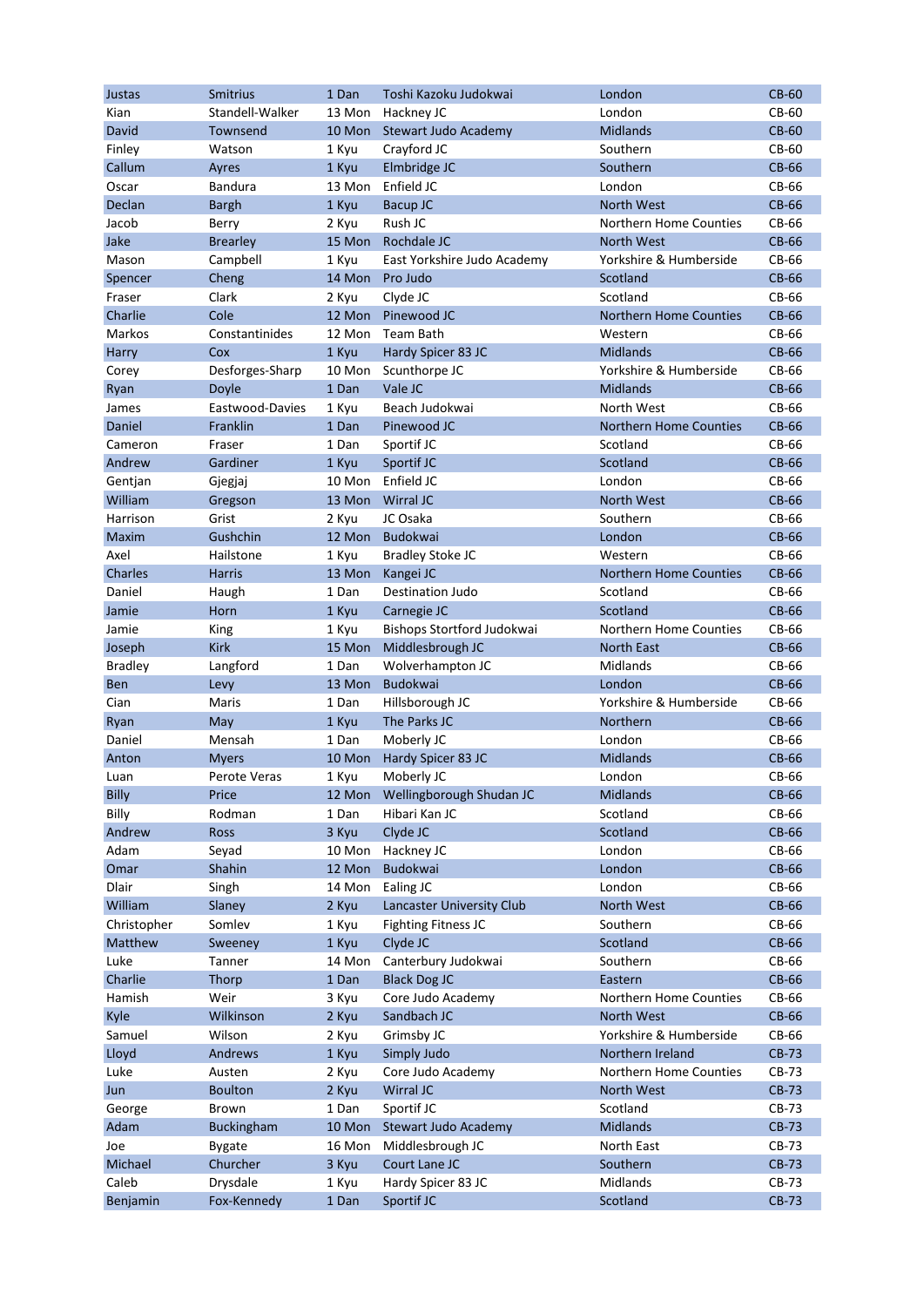| | | | | | |
|---|---|---|---|---|---|
| Justas | Smitrius | 1 Dan | Toshi Kazoku Judokwai | London | CB-60 |
| Kian | Standell-Walker | 13 Mon | Hackney JC | London | CB-60 |
| David | Townsend | 10 Mon | Stewart Judo Academy | Midlands | CB-60 |
| Finley | Watson | 1 Kyu | Crayford JC | Southern | CB-60 |
| Callum | Ayres | 1 Kyu | Elmbridge JC | Southern | CB-66 |
| Oscar | Bandura | 13 Mon | Enfield JC | London | CB-66 |
| Declan | Bargh | 1 Kyu | Bacup JC | North West | CB-66 |
| Jacob | Berry | 2 Kyu | Rush JC | Northern Home Counties | CB-66 |
| Jake | Brearley | 15 Mon | Rochdale JC | North West | CB-66 |
| Mason | Campbell | 1 Kyu | East Yorkshire Judo Academy | Yorkshire & Humberside | CB-66 |
| Spencer | Cheng | 14 Mon | Pro Judo | Scotland | CB-66 |
| Fraser | Clark | 2 Kyu | Clyde JC | Scotland | CB-66 |
| Charlie | Cole | 12 Mon | Pinewood JC | Northern Home Counties | CB-66 |
| Markos | Constantinides | 12 Mon | Team Bath | Western | CB-66 |
| Harry | Cox | 1 Kyu | Hardy Spicer 83 JC | Midlands | CB-66 |
| Corey | Desforges-Sharp | 10 Mon | Scunthorpe JC | Yorkshire & Humberside | CB-66 |
| Ryan | Doyle | 1 Dan | Vale JC | Midlands | CB-66 |
| James | Eastwood-Davies | 1 Kyu | Beach Judokwai | North West | CB-66 |
| Daniel | Franklin | 1 Dan | Pinewood JC | Northern Home Counties | CB-66 |
| Cameron | Fraser | 1 Dan | Sportif JC | Scotland | CB-66 |
| Andrew | Gardiner | 1 Kyu | Sportif JC | Scotland | CB-66 |
| Gentjan | Gjegjaj | 10 Mon | Enfield JC | London | CB-66 |
| William | Gregson | 13 Mon | Wirral JC | North West | CB-66 |
| Harrison | Grist | 2 Kyu | JC Osaka | Southern | CB-66 |
| Maxim | Gushchin | 12 Mon | Budokwai | London | CB-66 |
| Axel | Hailstone | 1 Kyu | Bradley Stoke JC | Western | CB-66 |
| Charles | Harris | 13 Mon | Kangei JC | Northern Home Counties | CB-66 |
| Daniel | Haugh | 1 Dan | Destination Judo | Scotland | CB-66 |
| Jamie | Horn | 1 Kyu | Carnegie JC | Scotland | CB-66 |
| Jamie | King | 1 Kyu | Bishops Stortford Judokwai | Northern Home Counties | CB-66 |
| Joseph | Kirk | 15 Mon | Middlesbrough JC | North East | CB-66 |
| Bradley | Langford | 1 Dan | Wolverhampton JC | Midlands | CB-66 |
| Ben | Levy | 13 Mon | Budokwai | London | CB-66 |
| Cian | Maris | 1 Dan | Hillsborough JC | Yorkshire & Humberside | CB-66 |
| Ryan | May | 1 Kyu | The Parks JC | Northern | CB-66 |
| Daniel | Mensah | 1 Dan | Moberly JC | London | CB-66 |
| Anton | Myers | 10 Mon | Hardy Spicer 83 JC | Midlands | CB-66 |
| Luan | Perote Veras | 1 Kyu | Moberly JC | London | CB-66 |
| Billy | Price | 12 Mon | Wellingborough Shudan JC | Midlands | CB-66 |
| Billy | Rodman | 1 Dan | Hibari Kan JC | Scotland | CB-66 |
| Andrew | Ross | 3 Kyu | Clyde JC | Scotland | CB-66 |
| Adam | Seyad | 10 Mon | Hackney JC | London | CB-66 |
| Omar | Shahin | 12 Mon | Budokwai | London | CB-66 |
| Dlair | Singh | 14 Mon | Ealing JC | London | CB-66 |
| William | Slaney | 2 Kyu | Lancaster University Club | North West | CB-66 |
| Christopher | Somlev | 1 Kyu | Fighting Fitness JC | Southern | CB-66 |
| Matthew | Sweeney | 1 Kyu | Clyde JC | Scotland | CB-66 |
| Luke | Tanner | 14 Mon | Canterbury Judokwai | Southern | CB-66 |
| Charlie | Thorp | 1 Dan | Black Dog JC | Eastern | CB-66 |
| Hamish | Weir | 3 Kyu | Core Judo Academy | Northern Home Counties | CB-66 |
| Kyle | Wilkinson | 2 Kyu | Sandbach JC | North West | CB-66 |
| Samuel | Wilson | 2 Kyu | Grimsby JC | Yorkshire & Humberside | CB-66 |
| Lloyd | Andrews | 1 Kyu | Simply Judo | Northern Ireland | CB-73 |
| Luke | Austen | 2 Kyu | Core Judo Academy | Northern Home Counties | CB-73 |
| Jun | Boulton | 2 Kyu | Wirral JC | North West | CB-73 |
| George | Brown | 1 Dan | Sportif JC | Scotland | CB-73 |
| Adam | Buckingham | 10 Mon | Stewart Judo Academy | Midlands | CB-73 |
| Joe | Bygate | 16 Mon | Middlesbrough JC | North East | CB-73 |
| Michael | Churcher | 3 Kyu | Court Lane JC | Southern | CB-73 |
| Caleb | Drysdale | 1 Kyu | Hardy Spicer 83 JC | Midlands | CB-73 |
| Benjamin | Fox-Kennedy | 1 Dan | Sportif JC | Scotland | CB-73 |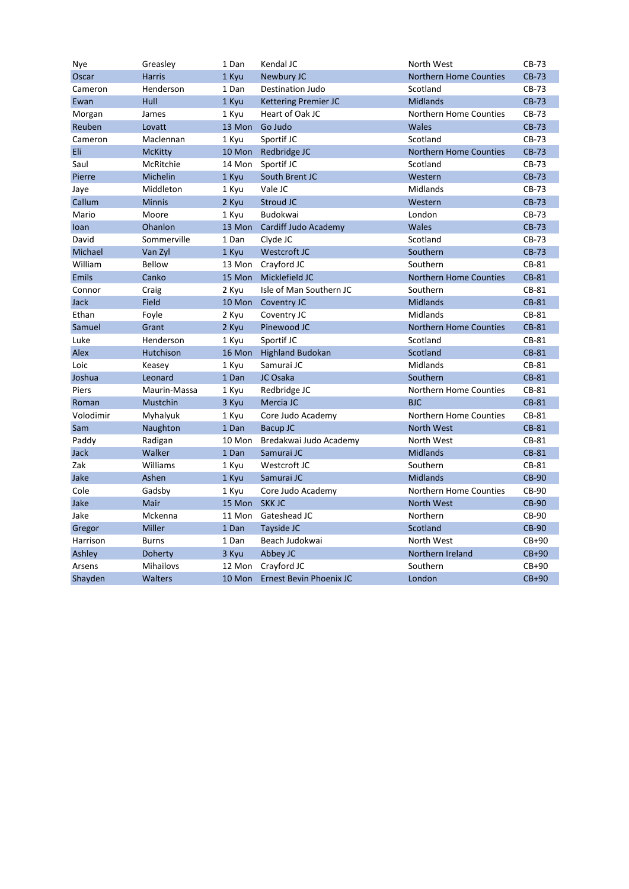| | | | | | |
|---|---|---|---|---|---|
| Nye | Greasley | 1 Dan | Kendal JC | North West | CB-73 |
| Oscar | Harris | 1 Kyu | Newbury JC | Northern Home Counties | CB-73 |
| Cameron | Henderson | 1 Dan | Destination Judo | Scotland | CB-73 |
| Ewan | Hull | 1 Kyu | Kettering Premier JC | Midlands | CB-73 |
| Morgan | James | 1 Kyu | Heart of Oak JC | Northern Home Counties | CB-73 |
| Reuben | Lovatt | 13 Mon | Go Judo | Wales | CB-73 |
| Cameron | Maclennan | 1 Kyu | Sportif JC | Scotland | CB-73 |
| Eli | McKitty | 10 Mon | Redbridge JC | Northern Home Counties | CB-73 |
| Saul | McRitchie | 14 Mon | Sportif JC | Scotland | CB-73 |
| Pierre | Michelin | 1 Kyu | South Brent JC | Western | CB-73 |
| Jaye | Middleton | 1 Kyu | Vale JC | Midlands | CB-73 |
| Callum | Minnis | 2 Kyu | Stroud JC | Western | CB-73 |
| Mario | Moore | 1 Kyu | Budokwai | London | CB-73 |
| Ioan | Ohanlon | 13 Mon | Cardiff Judo Academy | Wales | CB-73 |
| David | Sommerville | 1 Dan | Clyde JC | Scotland | CB-73 |
| Michael | Van Zyl | 1 Kyu | Westcroft JC | Southern | CB-73 |
| William | Bellow | 13 Mon | Crayford JC | Southern | CB-81 |
| Emils | Canko | 15 Mon | Micklefield JC | Northern Home Counties | CB-81 |
| Connor | Craig | 2 Kyu | Isle of Man Southern JC | Southern | CB-81 |
| Jack | Field | 10 Mon | Coventry JC | Midlands | CB-81 |
| Ethan | Foyle | 2 Kyu | Coventry JC | Midlands | CB-81 |
| Samuel | Grant | 2 Kyu | Pinewood JC | Northern Home Counties | CB-81 |
| Luke | Henderson | 1 Kyu | Sportif JC | Scotland | CB-81 |
| Alex | Hutchison | 16 Mon | Highland Budokan | Scotland | CB-81 |
| Loic | Keasey | 1 Kyu | Samurai JC | Midlands | CB-81 |
| Joshua | Leonard | 1 Dan | JC Osaka | Southern | CB-81 |
| Piers | Maurin-Massa | 1 Kyu | Redbridge JC | Northern Home Counties | CB-81 |
| Roman | Mustchin | 3 Kyu | Mercia JC | BJC | CB-81 |
| Volodimir | Myhalyuk | 1 Kyu | Core Judo Academy | Northern Home Counties | CB-81 |
| Sam | Naughton | 1 Dan | Bacup JC | North West | CB-81 |
| Paddy | Radigan | 10 Mon | Bredakwai Judo Academy | North West | CB-81 |
| Jack | Walker | 1 Dan | Samurai JC | Midlands | CB-81 |
| Zak | Williams | 1 Kyu | Westcroft JC | Southern | CB-81 |
| Jake | Ashen | 1 Kyu | Samurai JC | Midlands | CB-90 |
| Cole | Gadsby | 1 Kyu | Core Judo Academy | Northern Home Counties | CB-90 |
| Jake | Mair | 15 Mon | SKK JC | North West | CB-90 |
| Jake | Mckenna | 11 Mon | Gateshead JC | Northern | CB-90 |
| Gregor | Miller | 1 Dan | Tayside JC | Scotland | CB-90 |
| Harrison | Burns | 1 Dan | Beach Judokwai | North West | CB+90 |
| Ashley | Doherty | 3 Kyu | Abbey JC | Northern Ireland | CB+90 |
| Arsens | Mihailovs | 12 Mon | Crayford JC | Southern | CB+90 |
| Shayden | Walters | 10 Mon | Ernest Bevin Phoenix JC | London | CB+90 |